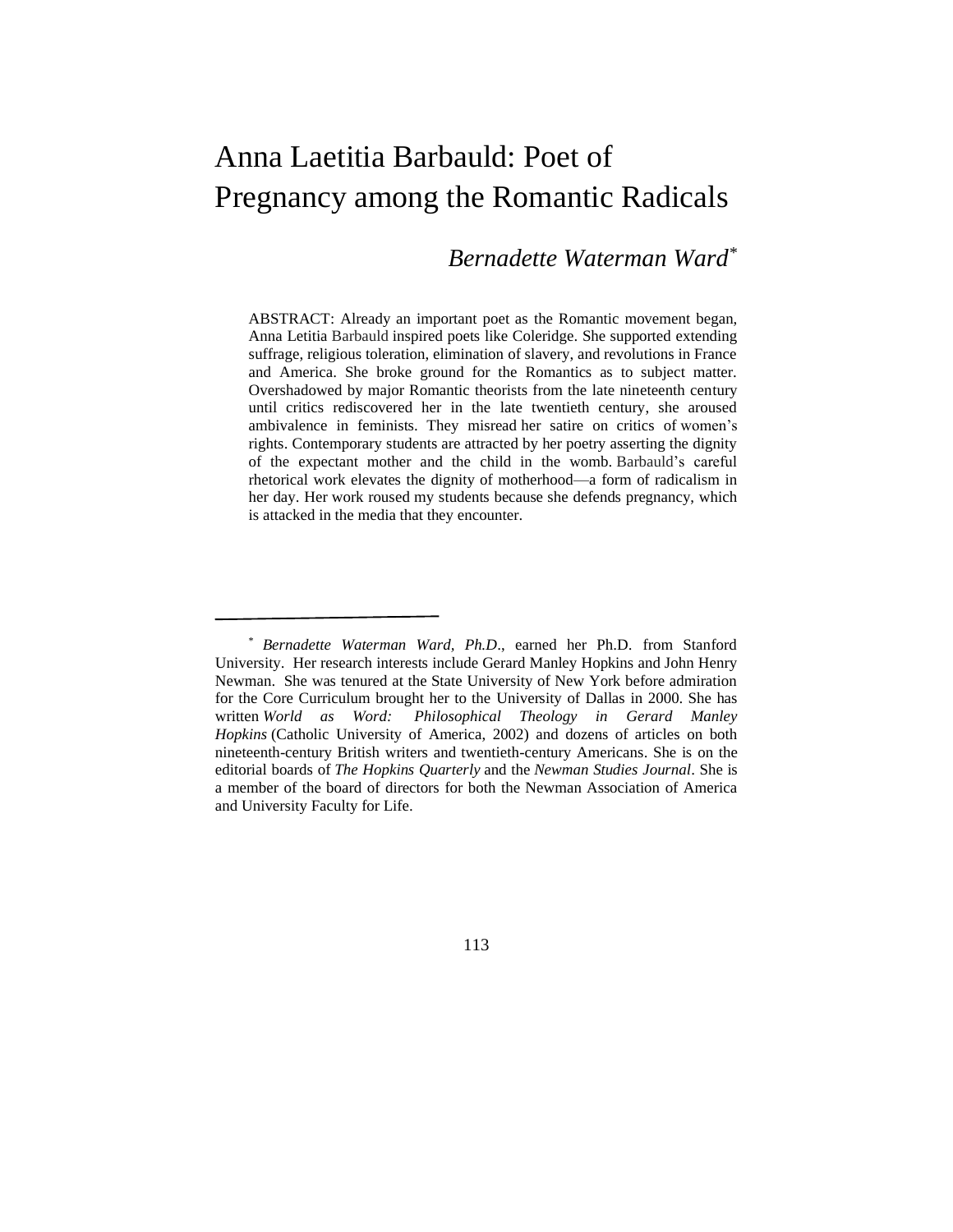# Anna Laetitia Barbauld: Poet of Pregnancy among the Romantic Radicals

*Bernadette Waterman Ward*[*]

ABSTRACT: Already an important poet as the Romantic movement began, Anna Letitia Barbauld inspired poets like Coleridge. She supported extending suffrage, religious toleration, elimination of slavery, and revolutions in France and America. She broke ground for the Romantics as to subject matter. Overshadowed by major Romantic theorists from the late nineteenth century until critics rediscovered her in the late twentieth century, she aroused ambivalence in feminists. They misread her satire on critics of women's rights. Contemporary students are attracted by her poetry asserting the dignity of the expectant mother and the child in the womb. Barbauld's careful rhetorical work elevates the dignity of motherhood—a form of radicalism in her day. Her work roused my students because she defends pregnancy, which is attacked in the media that they encounter.

---

[*] *Bernadette Waterman Ward, Ph.D.*, earned her Ph.D. from Stanford University. Her research interests include Gerard Manley Hopkins and John Henry Newman. She was tenured at the State University of New York before admiration for the Core Curriculum brought her to the University of Dallas in 2000. She has written *World as Word: Philosophical Theology in Gerard Manley Hopkins* (Catholic University of America, 2002) and dozens of articles on both nineteenth-century British writers and twentieth-century Americans. She is on the editorial boards of *The Hopkins Quarterly* and the *Newman Studies Journal*. She is a member of the board of directors for both the Newman Association of America and University Faculty for Life.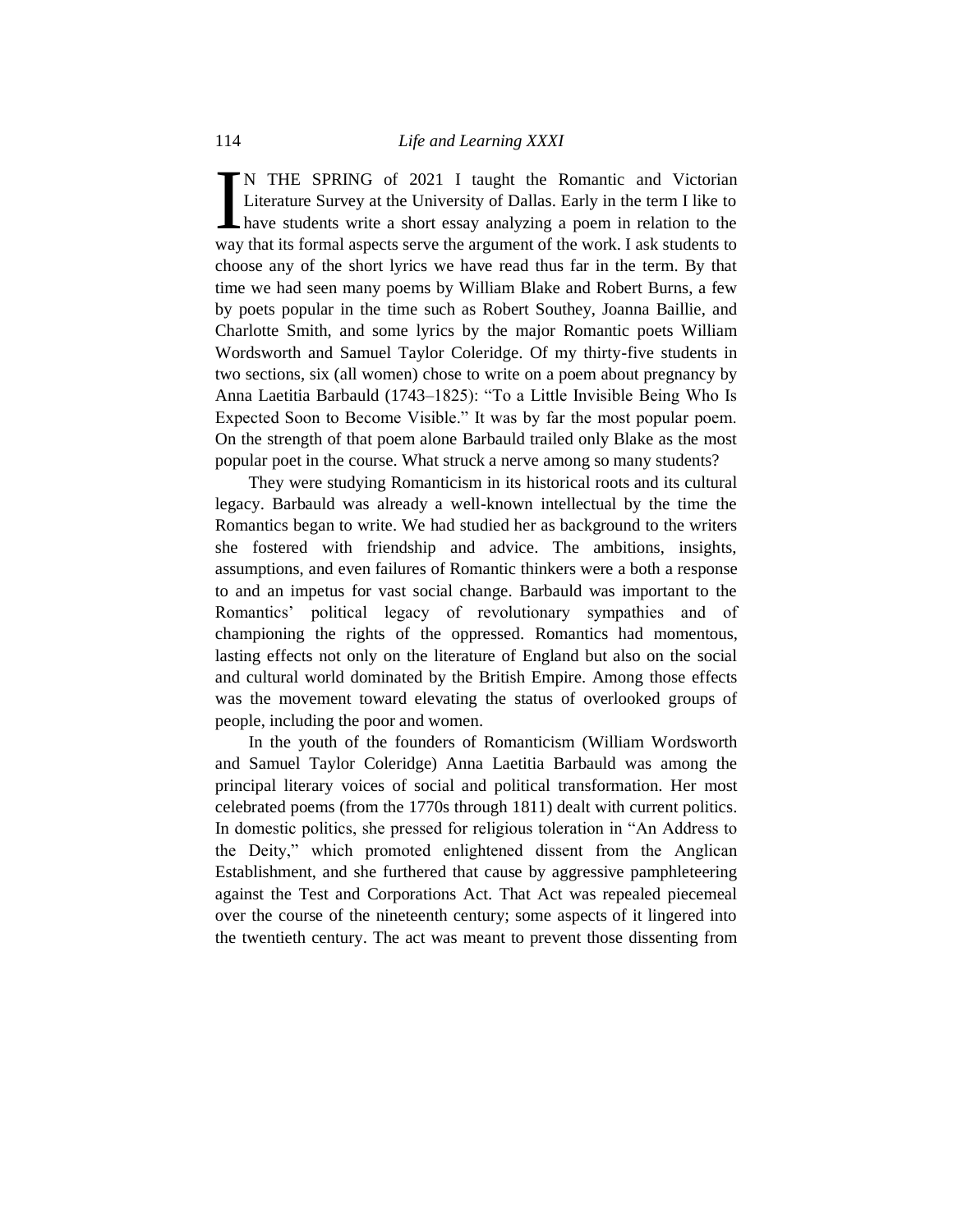IN THE SPRING of 2021 I taught the Romantic and Victorian Literature Survey at the University of Dallas. Early in the term I like to have students write a short essay analyzing a poem in relation to the way that its formal aspects serve the argument of the work. I ask students to choose any of the short lyrics we have read thus far in the term. By that time we had seen many poems by William Blake and Robert Burns, a few by poets popular in the time such as Robert Southey, Joanna Baillie, and Charlotte Smith, and some lyrics by the major Romantic poets William Wordsworth and Samuel Taylor Coleridge. Of my thirty-five students in two sections, six (all women) chose to write on a poem about pregnancy by Anna Laetitia Barbauld (1743–1825): "To a Little Invisible Being Who Is Expected Soon to Become Visible." It was by far the most popular poem. On the strength of that poem alone Barbauld trailed only Blake as the most popular poet in the course. What struck a nerve among so many students?

They were studying Romanticism in its historical roots and its cultural legacy. Barbauld was already a well-known intellectual by the time the Romantics began to write. We had studied her as background to the writers she fostered with friendship and advice. The ambitions, insights, assumptions, and even failures of Romantic thinkers were a both a response to and an impetus for vast social change. Barbauld was important to the Romantics' political legacy of revolutionary sympathies and of championing the rights of the oppressed. Romantics had momentous, lasting effects not only on the literature of England but also on the social and cultural world dominated by the British Empire. Among those effects was the movement toward elevating the status of overlooked groups of people, including the poor and women.

In the youth of the founders of Romanticism (William Wordsworth and Samuel Taylor Coleridge) Anna Laetitia Barbauld was among the principal literary voices of social and political transformation. Her most celebrated poems (from the 1770s through 1811) dealt with current politics. In domestic politics, she pressed for religious toleration in "An Address to the Deity," which promoted enlightened dissent from the Anglican Establishment, and she furthered that cause by aggressive pamphleteering against the Test and Corporations Act. That Act was repealed piecemeal over the course of the nineteenth century; some aspects of it lingered into the twentieth century. The act was meant to prevent those dissenting from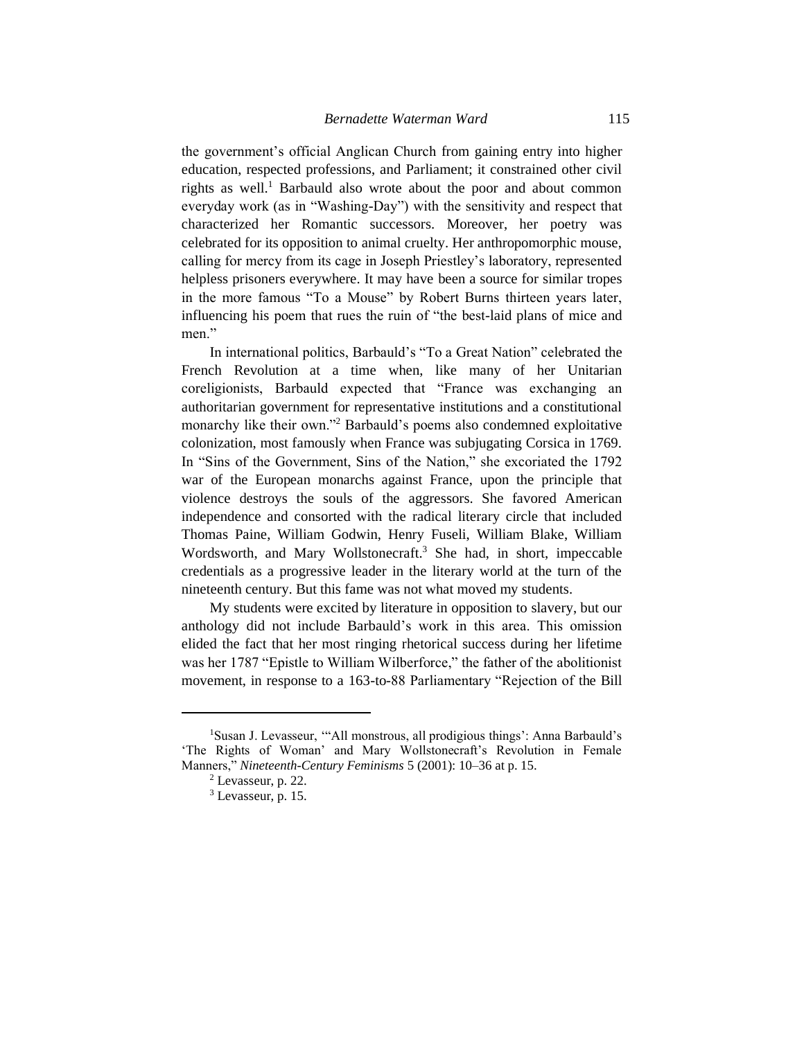the government's official Anglican Church from gaining entry into higher education, respected professions, and Parliament; it constrained other civil rights as well.[1] Barbauld also wrote about the poor and about common everyday work (as in "Washing-Day") with the sensitivity and respect that characterized her Romantic successors. Moreover, her poetry was celebrated for its opposition to animal cruelty. Her anthropomorphic mouse, calling for mercy from its cage in Joseph Priestley's laboratory, represented helpless prisoners everywhere. It may have been a source for similar tropes in the more famous "To a Mouse" by Robert Burns thirteen years later, influencing his poem that rues the ruin of "the best-laid plans of mice and men."

In international politics, Barbauld's "To a Great Nation" celebrated the French Revolution at a time when, like many of her Unitarian coreligionists, Barbauld expected that "France was exchanging an authoritarian government for representative institutions and a constitutional monarchy like their own."[2] Barbauld's poems also condemned exploitative colonization, most famously when France was subjugating Corsica in 1769. In "Sins of the Government, Sins of the Nation," she excoriated the 1792 war of the European monarchs against France, upon the principle that violence destroys the souls of the aggressors. She favored American independence and consorted with the radical literary circle that included Thomas Paine, William Godwin, Henry Fuseli, William Blake, William Wordsworth, and Mary Wollstonecraft.[3] She had, in short, impeccable credentials as a progressive leader in the literary world at the turn of the nineteenth century. But this fame was not what moved my students.

My students were excited by literature in opposition to slavery, but our anthology did not include Barbauld's work in this area. This omission elided the fact that her most ringing rhetorical success during her lifetime was her 1787 "Epistle to William Wilberforce," the father of the abolitionist movement, in response to a 163-to-88 Parliamentary "Rejection of the Bill

---

[1] Susan J. Levasseur, "'All monstrous, all prodigious things': Anna Barbauld's 'The Rights of Woman' and Mary Wollstonecraft's Revolution in Female Manners," *Nineteenth-Century Feminisms* 5 (2001): 10–36 at p. 15.

[2] Levasseur, p. 22.

[3] Levasseur, p. 15.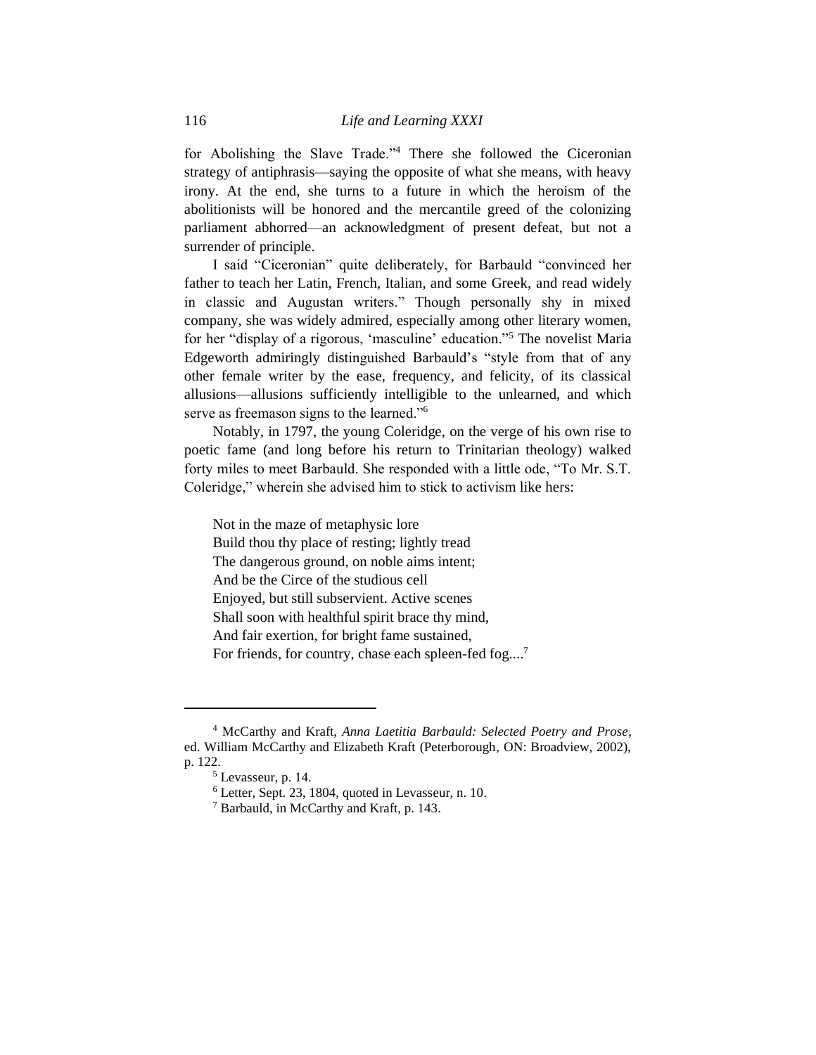for Abolishing the Slave Trade."[4] There she followed the Ciceronian strategy of antiphrasis—saying the opposite of what she means, with heavy irony. At the end, she turns to a future in which the heroism of the abolitionists will be honored and the mercantile greed of the colonizing parliament abhorred—an acknowledgment of present defeat, but not a surrender of principle.

I said "Ciceronian" quite deliberately, for Barbauld "convinced her father to teach her Latin, French, Italian, and some Greek, and read widely in classic and Augustan writers." Though personally shy in mixed company, she was widely admired, especially among other literary women, for her "display of a rigorous, 'masculine' education."[5] The novelist Maria Edgeworth admiringly distinguished Barbauld's "style from that of any other female writer by the ease, frequency, and felicity, of its classical allusions—allusions sufficiently intelligible to the unlearned, and which serve as freemason signs to the learned."[6]

Notably, in 1797, the young Coleridge, on the verge of his own rise to poetic fame (and long before his return to Trinitarian theology) walked forty miles to meet Barbauld. She responded with a little ode, "To Mr. S.T. Coleridge," wherein she advised him to stick to activism like hers:

> Not in the maze of metaphysic lore
> Build thou thy place of resting; lightly tread
> The dangerous ground, on noble aims intent;
> And be the Circe of the studious cell
> Enjoyed, but still subservient. Active scenes
> Shall soon with healthful spirit brace thy mind,
> And fair exertion, for bright fame sustained,
> For friends, for country, chase each spleen-fed fog....[7]

---

[4] McCarthy and Kraft, *Anna Laetitia Barbauld: Selected Poetry and Prose*, ed. William McCarthy and Elizabeth Kraft (Peterborough, ON: Broadview, 2002), p. 122.

[5] Levasseur, p. 14.

[6] Letter, Sept. 23, 1804, quoted in Levasseur, n. 10.

[7] Barbauld, in McCarthy and Kraft, p. 143.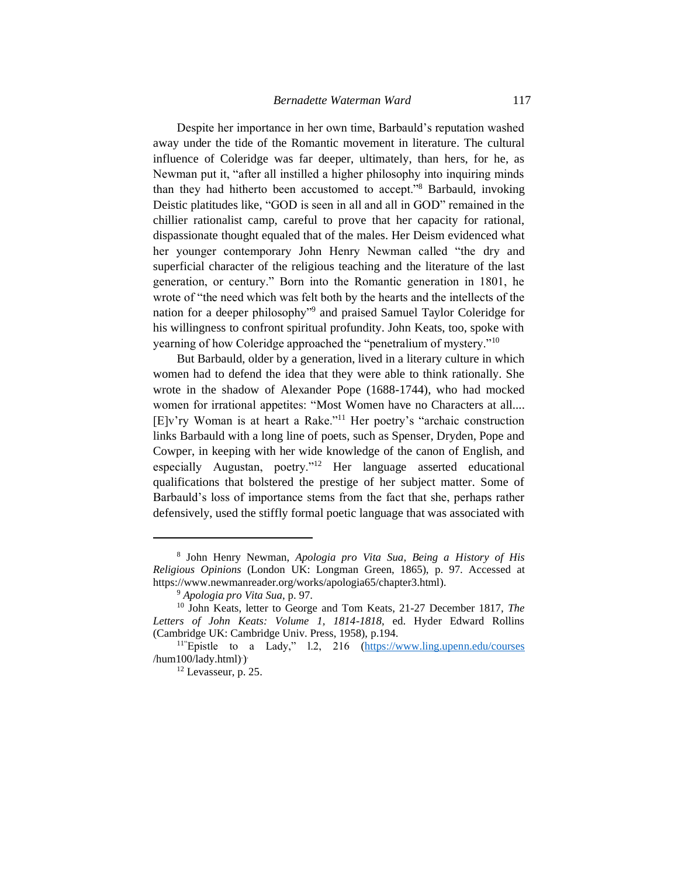Despite her importance in her own time, Barbauld's reputation washed away under the tide of the Romantic movement in literature. The cultural influence of Coleridge was far deeper, ultimately, than hers, for he, as Newman put it, "after all instilled a higher philosophy into inquiring minds than they had hitherto been accustomed to accept."[8] Barbauld, invoking Deistic platitudes like, "GOD is seen in all and all in GOD" remained in the chillier rationalist camp, careful to prove that her capacity for rational, dispassionate thought equaled that of the males. Her Deism evidenced what her younger contemporary John Henry Newman called "the dry and superficial character of the religious teaching and the literature of the last generation, or century." Born into the Romantic generation in 1801, he wrote of "the need which was felt both by the hearts and the intellects of the nation for a deeper philosophy"[9] and praised Samuel Taylor Coleridge for his willingness to confront spiritual profundity. John Keats, too, spoke with yearning of how Coleridge approached the "penetralium of mystery."[10]

But Barbauld, older by a generation, lived in a literary culture in which women had to defend the idea that they were able to think rationally. She wrote in the shadow of Alexander Pope (1688-1744), who had mocked women for irrational appetites: "Most Women have no Characters at all.... [E]v'ry Woman is at heart a Rake."[11] Her poetry's "archaic construction links Barbauld with a long line of poets, such as Spenser, Dryden, Pope and Cowper, in keeping with her wide knowledge of the canon of English, and especially Augustan, poetry."[12] Her language asserted educational qualifications that bolstered the prestige of her subject matter. Some of Barbauld's loss of importance stems from the fact that she, perhaps rather defensively, used the stiffly formal poetic language that was associated with

---

[8] John Henry Newman, *Apologia pro Vita Sua, Being a History of His Religious Opinions* (London UK: Longman Green, 1865), p. 97. Accessed at https://www.newmanreader.org/works/apologia65/chapter3.html).

[9] *Apologia pro Vita Sua*, p. 97.

[10] John Keats, letter to George and Tom Keats, 21-27 December 1817, *The Letters of John Keats: Volume 1, 1814-1818*, ed. Hyder Edward Rollins (Cambridge UK: Cambridge Univ. Press, 1958), p.194.

[11] "Epistle to a Lady," l.2, 216 (https://www.ling.upenn.edu/courses/hum100/lady.html)).

[12] Levasseur, p. 25.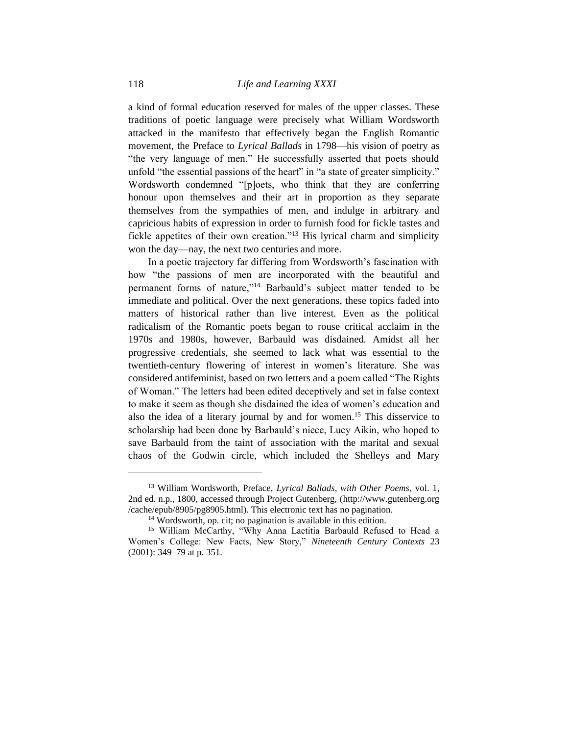a kind of formal education reserved for males of the upper classes. These traditions of poetic language were precisely what William Wordsworth attacked in the manifesto that effectively began the English Romantic movement, the Preface to *Lyrical Ballads* in 1798—his vision of poetry as "the very language of men." He successfully asserted that poets should unfold "the essential passions of the heart" in "a state of greater simplicity." Wordsworth condemned "[p]oets, who think that they are conferring honour upon themselves and their art in proportion as they separate themselves from the sympathies of men, and indulge in arbitrary and capricious habits of expression in order to furnish food for fickle tastes and fickle appetites of their own creation."[13] His lyrical charm and simplicity won the day—nay, the next two centuries and more.

In a poetic trajectory far differing from Wordsworth's fascination with how "the passions of men are incorporated with the beautiful and permanent forms of nature,"[14] Barbauld's subject matter tended to be immediate and political. Over the next generations, these topics faded into matters of historical rather than live interest. Even as the political radicalism of the Romantic poets began to rouse critical acclaim in the 1970s and 1980s, however, Barbauld was disdained. Amidst all her progressive credentials, she seemed to lack what was essential to the twentieth-century flowering of interest in women's literature. She was considered antifeminist, based on two letters and a poem called "The Rights of Woman." The letters had been edited deceptively and set in false context to make it seem as though she disdained the idea of women's education and also the idea of a literary journal by and for women.[15] This disservice to scholarship had been done by Barbauld's niece, Lucy Aikin, who hoped to save Barbauld from the taint of association with the marital and sexual chaos of the Godwin circle, which included the Shelleys and Mary

---

[13] William Wordsworth, Preface, *Lyrical Ballads, with Other Poems*, vol. 1, 2nd ed. n.p., 1800, accessed through Project Gutenberg, (http://www.gutenberg.org /cache/epub/8905/pg8905.html). This electronic text has no pagination.

[14] Wordsworth, op. cit; no pagination is available in this edition.

[15] William McCarthy, "Why Anna Laetitia Barbauld Refused to Head a Women's College: New Facts, New Story," *Nineteenth Century Contexts* 23 (2001): 349–79 at p. 351.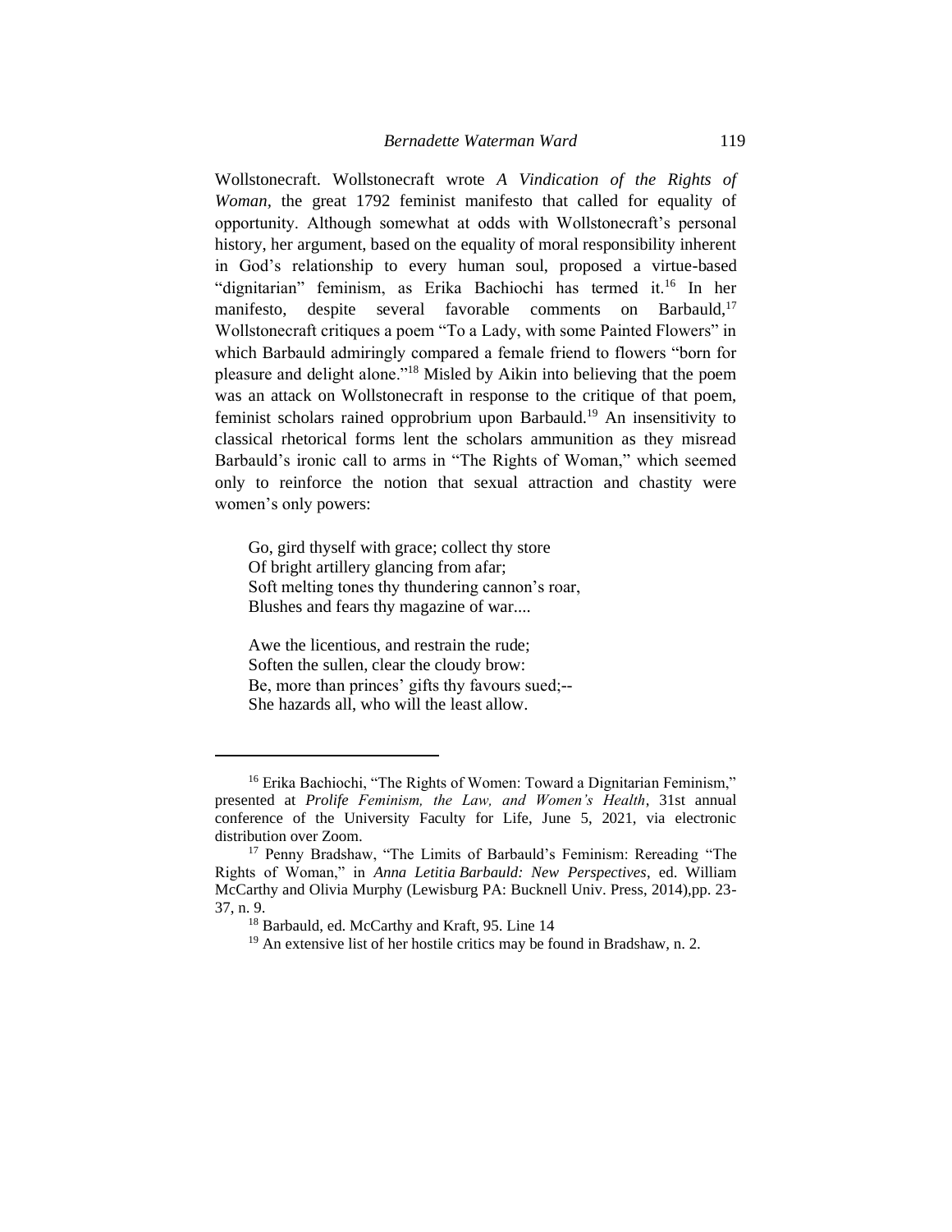Wollstonecraft. Wollstonecraft wrote *A Vindication of the Rights of Woman*, the great 1792 feminist manifesto that called for equality of opportunity. Although somewhat at odds with Wollstonecraft's personal history, her argument, based on the equality of moral responsibility inherent in God's relationship to every human soul, proposed a virtue-based "dignitarian" feminism, as Erika Bachiochi has termed it.[16] In her manifesto, despite several favorable comments on Barbauld,[17] Wollstonecraft critiques a poem "To a Lady, with some Painted Flowers" in which Barbauld admiringly compared a female friend to flowers "born for pleasure and delight alone."[18] Misled by Aikin into believing that the poem was an attack on Wollstonecraft in response to the critique of that poem, feminist scholars rained opprobrium upon Barbauld.[19] An insensitivity to classical rhetorical forms lent the scholars ammunition as they misread Barbauld's ironic call to arms in "The Rights of Woman," which seemed only to reinforce the notion that sexual attraction and chastity were women's only powers:

> Go, gird thyself with grace; collect thy store
> Of bright artillery glancing from afar;
> Soft melting tones thy thundering cannon's roar,
> Blushes and fears thy magazine of war....
>
> Awe the licentious, and restrain the rude;
> Soften the sullen, clear the cloudy brow:
> Be, more than princes' gifts thy favours sued;--
> She hazards all, who will the least allow.

---

[16] Erika Bachiochi, "The Rights of Women: Toward a Dignitarian Feminism," presented at *Prolife Feminism, the Law, and Women's Health*, 31st annual conference of the University Faculty for Life, June 5, 2021, via electronic distribution over Zoom.

[17] Penny Bradshaw, "The Limits of Barbauld's Feminism: Rereading "The Rights of Woman," in *Anna Letitia Barbauld: New Perspectives*, ed. William McCarthy and Olivia Murphy (Lewisburg PA: Bucknell Univ. Press, 2014),pp. 23-37, n. 9.

[18] Barbauld, ed. McCarthy and Kraft, 95. Line 14

[19] An extensive list of her hostile critics may be found in Bradshaw, n. 2.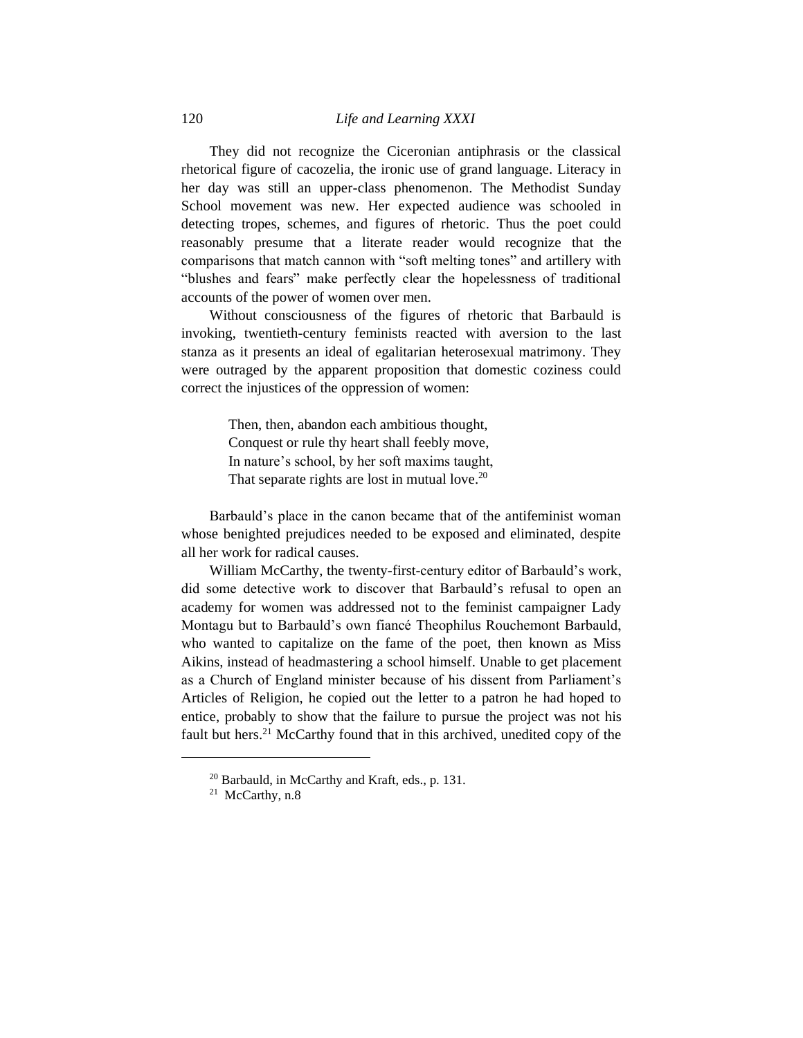They did not recognize the Ciceronian antiphrasis or the classical rhetorical figure of cacozelia, the ironic use of grand language. Literacy in her day was still an upper-class phenomenon. The Methodist Sunday School movement was new. Her expected audience was schooled in detecting tropes, schemes, and figures of rhetoric. Thus the poet could reasonably presume that a literate reader would recognize that the comparisons that match cannon with "soft melting tones" and artillery with "blushes and fears" make perfectly clear the hopelessness of traditional accounts of the power of women over men.

Without consciousness of the figures of rhetoric that Barbauld is invoking, twentieth-century feminists reacted with aversion to the last stanza as it presents an ideal of egalitarian heterosexual matrimony. They were outraged by the apparent proposition that domestic coziness could correct the injustices of the oppression of women:

> Then, then, abandon each ambitious thought,
> Conquest or rule thy heart shall feebly move,
> In nature's school, by her soft maxims taught,
> That separate rights are lost in mutual love.[20]

Barbauld's place in the canon became that of the antifeminist woman whose benighted prejudices needed to be exposed and eliminated, despite all her work for radical causes.

William McCarthy, the twenty-first-century editor of Barbauld's work, did some detective work to discover that Barbauld's refusal to open an academy for women was addressed not to the feminist campaigner Lady Montagu but to Barbauld's own fiancé Theophilus Rouchemont Barbauld, who wanted to capitalize on the fame of the poet, then known as Miss Aikins, instead of headmastering a school himself. Unable to get placement as a Church of England minister because of his dissent from Parliament's Articles of Religion, he copied out the letter to a patron he had hoped to entice, probably to show that the failure to pursue the project was not his fault but hers.[21] McCarthy found that in this archived, unedited copy of the

---

[20] Barbauld, in McCarthy and Kraft, eds., p. 131.

[21] McCarthy, n.8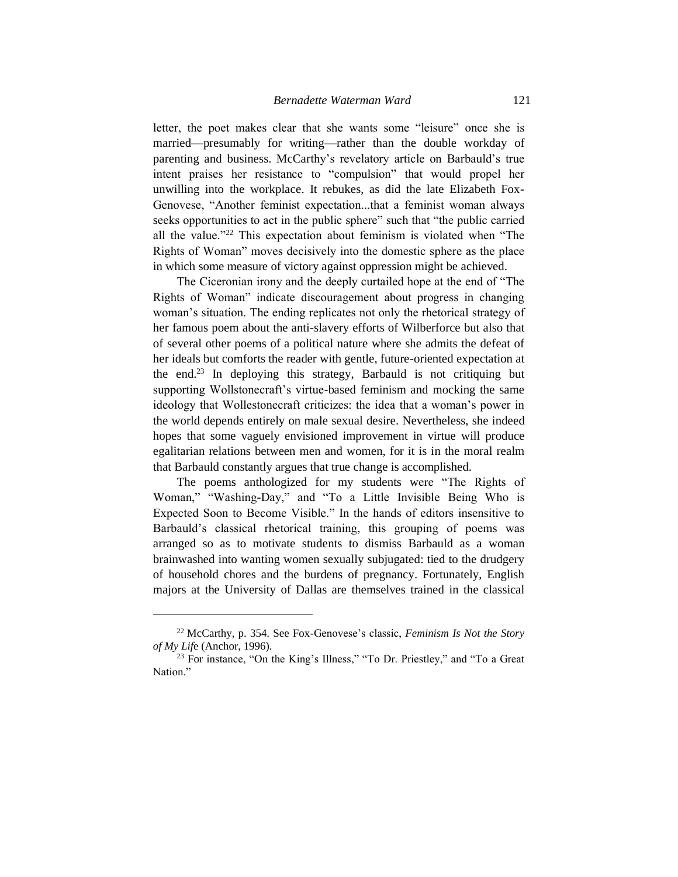letter, the poet makes clear that she wants some "leisure" once she is married—presumably for writing—rather than the double workday of parenting and business. McCarthy's revelatory article on Barbauld's true intent praises her resistance to "compulsion" that would propel her unwilling into the workplace. It rebukes, as did the late Elizabeth Fox-Genovese, "Another feminist expectation...that a feminist woman always seeks opportunities to act in the public sphere" such that "the public carried all the value."[22] This expectation about feminism is violated when "The Rights of Woman" moves decisively into the domestic sphere as the place in which some measure of victory against oppression might be achieved.

The Ciceronian irony and the deeply curtailed hope at the end of "The Rights of Woman" indicate discouragement about progress in changing woman's situation. The ending replicates not only the rhetorical strategy of her famous poem about the anti-slavery efforts of Wilberforce but also that of several other poems of a political nature where she admits the defeat of her ideals but comforts the reader with gentle, future-oriented expectation at the end.[23] In deploying this strategy, Barbauld is not critiquing but supporting Wollstonecraft's virtue-based feminism and mocking the same ideology that Wollestonecraft criticizes: the idea that a woman's power in the world depends entirely on male sexual desire. Nevertheless, she indeed hopes that some vaguely envisioned improvement in virtue will produce egalitarian relations between men and women, for it is in the moral realm that Barbauld constantly argues that true change is accomplished.

The poems anthologized for my students were "The Rights of Woman," "Washing-Day," and "To a Little Invisible Being Who is Expected Soon to Become Visible." In the hands of editors insensitive to Barbauld's classical rhetorical training, this grouping of poems was arranged so as to motivate students to dismiss Barbauld as a woman brainwashed into wanting women sexually subjugated: tied to the drudgery of household chores and the burdens of pregnancy. Fortunately, English majors at the University of Dallas are themselves trained in the classical

---

[22] McCarthy, p. 354. See Fox-Genovese's classic, *Feminism Is Not the Story of My Life* (Anchor, 1996).

[23] For instance, "On the King's Illness," "To Dr. Priestley," and "To a Great Nation."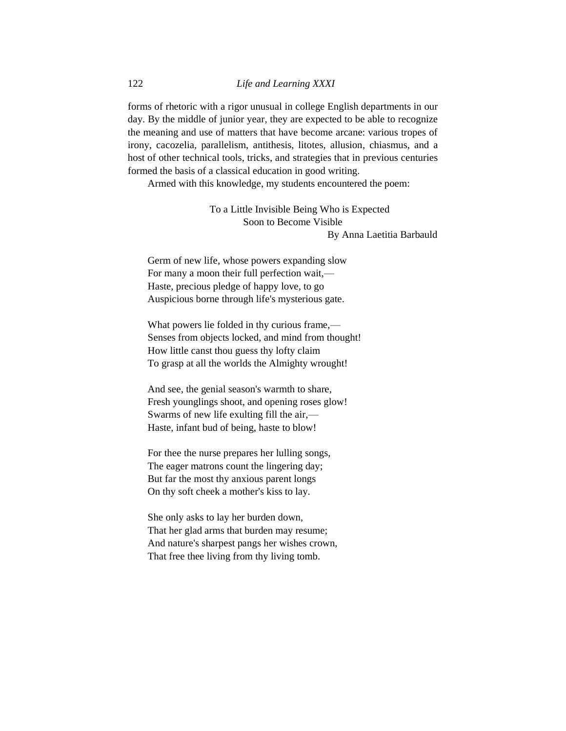forms of rhetoric with a rigor unusual in college English departments in our day. By the middle of junior year, they are expected to be able to recognize the meaning and use of matters that have become arcane: various tropes of irony, cacozelia, parallelism, antithesis, litotes, allusion, chiasmus, and a host of other technical tools, tricks, and strategies that in previous centuries formed the basis of a classical education in good writing.

Armed with this knowledge, my students encountered the poem:

To a Little Invisible Being Who is Expected
Soon to Become Visible
By Anna Laetitia Barbauld

Germ of new life, whose powers expanding slow
For many a moon their full perfection wait,—
Haste, precious pledge of happy love, to go
Auspicious borne through life's mysterious gate.

What powers lie folded in thy curious frame,—
Senses from objects locked, and mind from thought!
How little canst thou guess thy lofty claim
To grasp at all the worlds the Almighty wrought!

And see, the genial season's warmth to share,
Fresh younglings shoot, and opening roses glow!
Swarms of new life exulting fill the air,—
Haste, infant bud of being, haste to blow!

For thee the nurse prepares her lulling songs,
The eager matrons count the lingering day;
But far the most thy anxious parent longs
On thy soft cheek a mother's kiss to lay.

She only asks to lay her burden down,
That her glad arms that burden may resume;
And nature's sharpest pangs her wishes crown,
That free thee living from thy living tomb.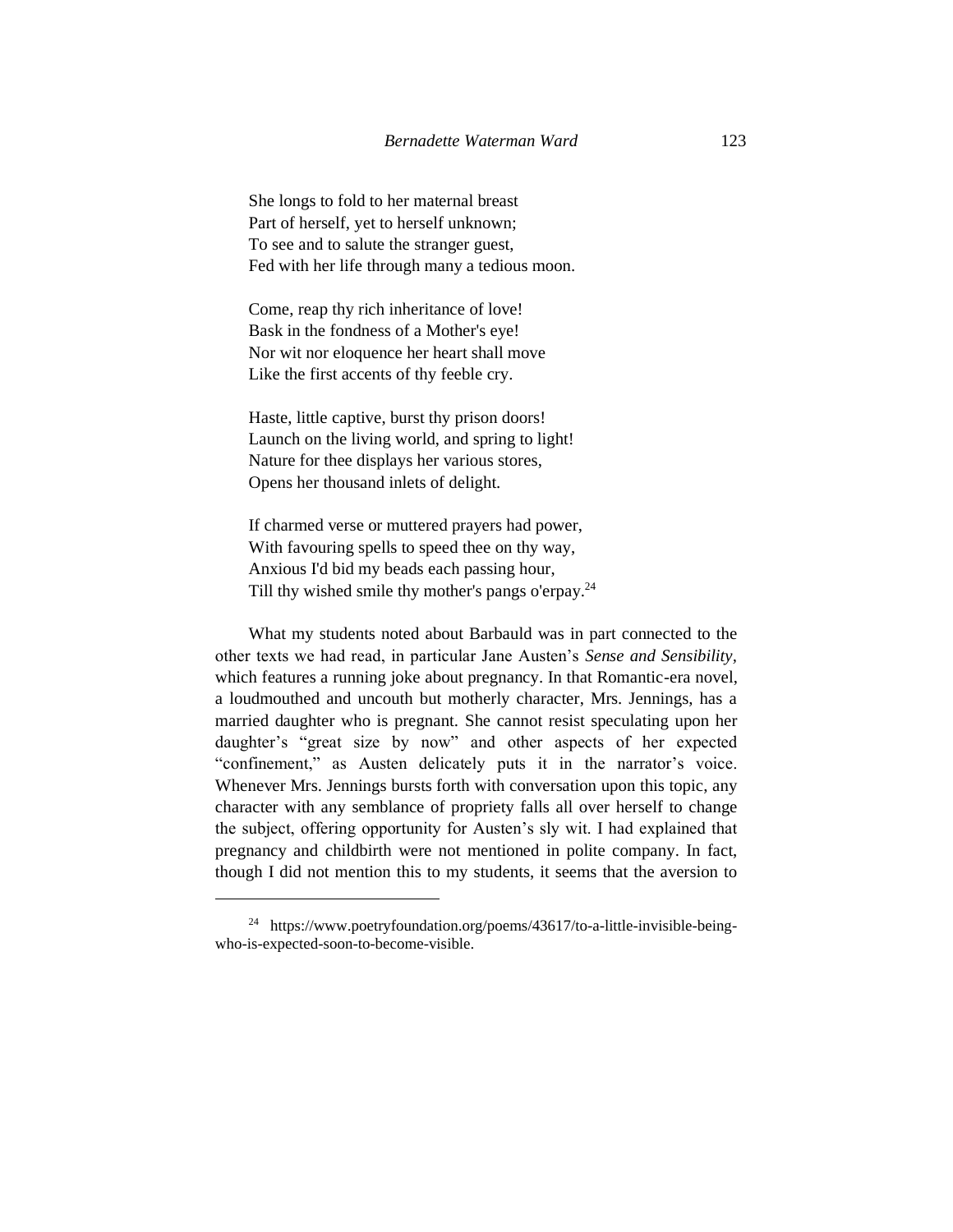She longs to fold to her maternal breast
Part of herself, yet to herself unknown;
To see and to salute the stranger guest,
Fed with her life through many a tedious moon.

Come, reap thy rich inheritance of love!
Bask in the fondness of a Mother's eye!
Nor wit nor eloquence her heart shall move
Like the first accents of thy feeble cry.

Haste, little captive, burst thy prison doors!
Launch on the living world, and spring to light!
Nature for thee displays her various stores,
Opens her thousand inlets of delight.

If charmed verse or muttered prayers had power,
With favouring spells to speed thee on thy way,
Anxious I'd bid my beads each passing hour,
Till thy wished smile thy mother's pangs o'erpay.[24]

What my students noted about Barbauld was in part connected to the other texts we had read, in particular Jane Austen's *Sense and Sensibility*, which features a running joke about pregnancy. In that Romantic-era novel, a loudmouthed and uncouth but motherly character, Mrs. Jennings, has a married daughter who is pregnant. She cannot resist speculating upon her daughter's "great size by now" and other aspects of her expected "confinement," as Austen delicately puts it in the narrator's voice. Whenever Mrs. Jennings bursts forth with conversation upon this topic, any character with any semblance of propriety falls all over herself to change the subject, offering opportunity for Austen's sly wit. I had explained that pregnancy and childbirth were not mentioned in polite company. In fact, though I did not mention this to my students, it seems that the aversion to

---

[24] https://www.poetryfoundation.org/poems/43617/to-a-little-invisible-being-who-is-expected-soon-to-become-visible.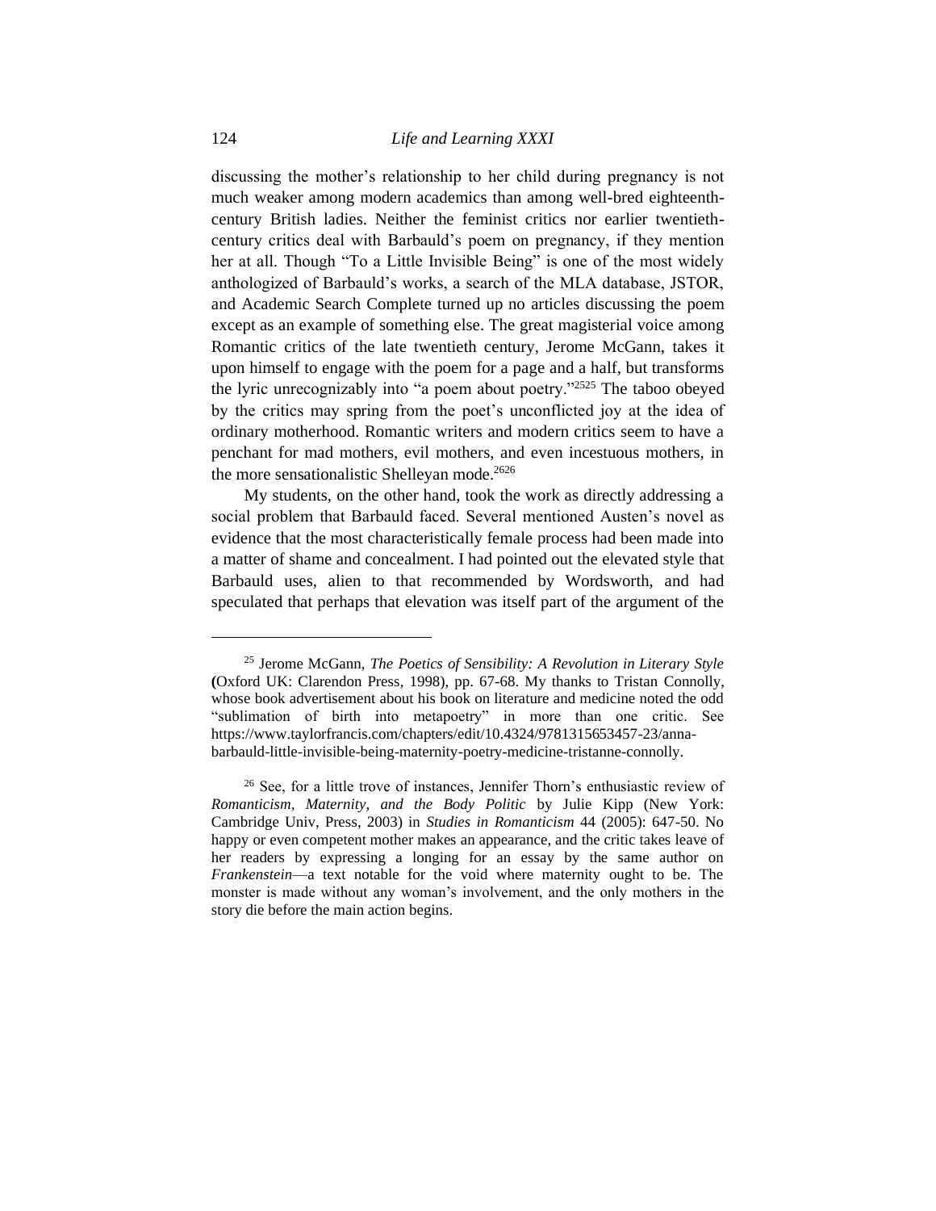discussing the mother's relationship to her child during pregnancy is not much weaker among modern academics than among well-bred eighteenth-century British ladies. Neither the feminist critics nor earlier twentieth-century critics deal with Barbauld's poem on pregnancy, if they mention her at all. Though "To a Little Invisible Being" is one of the most widely anthologized of Barbauld's works, a search of the MLA database, JSTOR, and Academic Search Complete turned up no articles discussing the poem except as an example of something else. The great magisterial voice among Romantic critics of the late twentieth century, Jerome McGann, takes it upon himself to engage with the poem for a page and a half, but transforms the lyric unrecognizably into "a poem about poetry."[2525] The taboo obeyed by the critics may spring from the poet's unconflicted joy at the idea of ordinary motherhood. Romantic writers and modern critics seem to have a penchant for mad mothers, evil mothers, and even incestuous mothers, in the more sensationalistic Shelleyan mode.[2626]

My students, on the other hand, took the work as directly addressing a social problem that Barbauld faced. Several mentioned Austen's novel as evidence that the most characteristically female process had been made into a matter of shame and concealment. I had pointed out the elevated style that Barbauld uses, alien to that recommended by Wordsworth, and had speculated that perhaps that elevation was itself part of the argument of the

---

[25] Jerome McGann, *The Poetics of Sensibility: A Revolution in Literary Style* **(**Oxford UK: Clarendon Press, 1998), pp. 67-68. My thanks to Tristan Connolly, whose book advertisement about his book on literature and medicine noted the odd "sublimation of birth into metapoetry" in more than one critic. See https://www.taylorfrancis.com/chapters/edit/10.4324/9781315653457-23/anna-barbauld-little-invisible-being-maternity-poetry-medicine-tristanne-connolly.

[26] See, for a little trove of instances, Jennifer Thorn's enthusiastic review of *Romanticism, Maternity, and the Body Politic* by Julie Kipp (New York: Cambridge Univ, Press, 2003) in *Studies in Romanticism* 44 (2005): 647-50. No happy or even competent mother makes an appearance, and the critic takes leave of her readers by expressing a longing for an essay by the same author on *Frankenstein*—a text notable for the void where maternity ought to be. The monster is made without any woman's involvement, and the only mothers in the story die before the main action begins.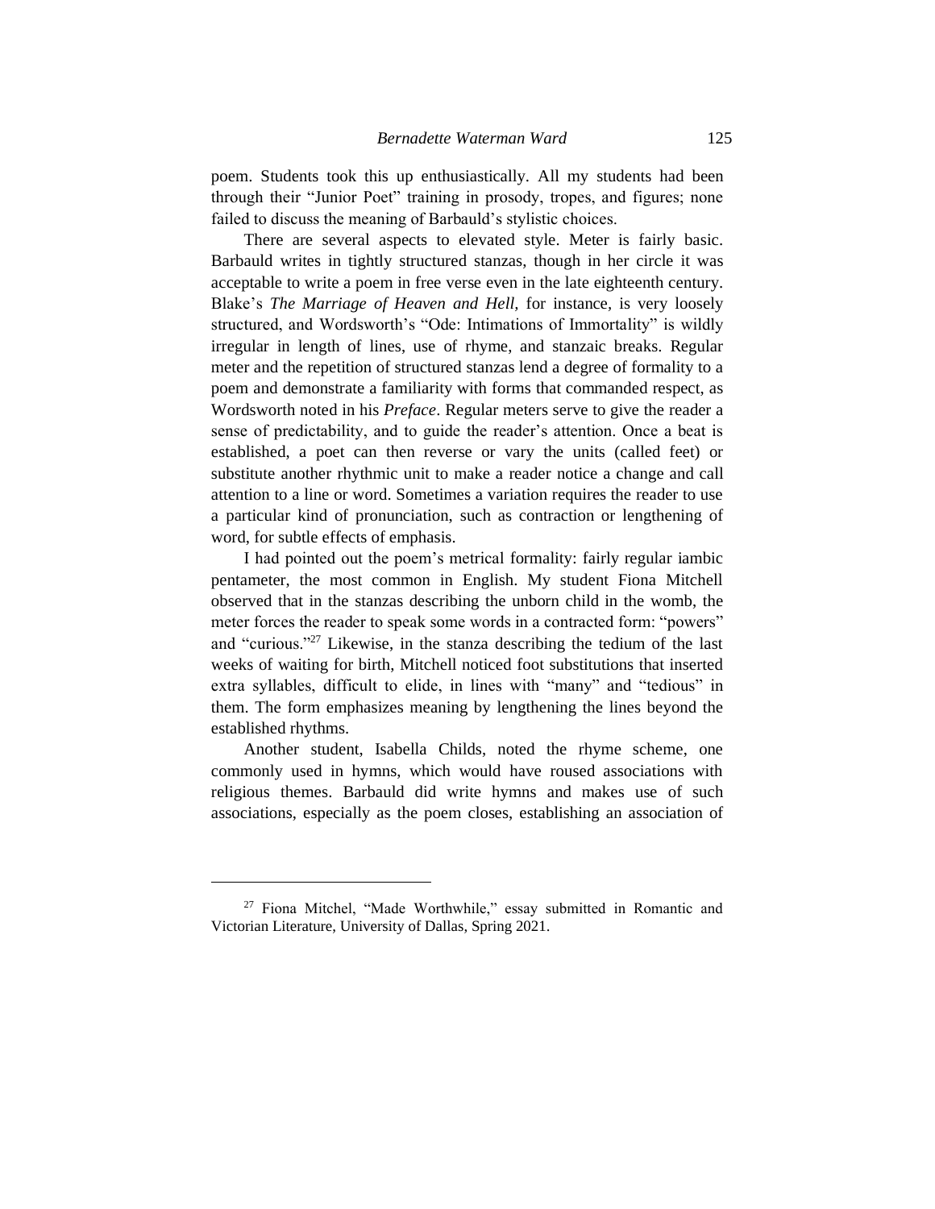poem. Students took this up enthusiastically. All my students had been through their "Junior Poet" training in prosody, tropes, and figures; none failed to discuss the meaning of Barbauld's stylistic choices.

There are several aspects to elevated style. Meter is fairly basic. Barbauld writes in tightly structured stanzas, though in her circle it was acceptable to write a poem in free verse even in the late eighteenth century. Blake's *The Marriage of Heaven and Hell,* for instance, is very loosely structured, and Wordsworth's "Ode: Intimations of Immortality" is wildly irregular in length of lines, use of rhyme, and stanzaic breaks. Regular meter and the repetition of structured stanzas lend a degree of formality to a poem and demonstrate a familiarity with forms that commanded respect, as Wordsworth noted in his *Preface*. Regular meters serve to give the reader a sense of predictability, and to guide the reader's attention. Once a beat is established, a poet can then reverse or vary the units (called feet) or substitute another rhythmic unit to make a reader notice a change and call attention to a line or word. Sometimes a variation requires the reader to use a particular kind of pronunciation, such as contraction or lengthening of word, for subtle effects of emphasis.

I had pointed out the poem's metrical formality: fairly regular iambic pentameter, the most common in English. My student Fiona Mitchell observed that in the stanzas describing the unborn child in the womb, the meter forces the reader to speak some words in a contracted form: "powers" and "curious."[27] Likewise, in the stanza describing the tedium of the last weeks of waiting for birth, Mitchell noticed foot substitutions that inserted extra syllables, difficult to elide, in lines with "many" and "tedious" in them. The form emphasizes meaning by lengthening the lines beyond the established rhythms.

Another student, Isabella Childs, noted the rhyme scheme, one commonly used in hymns, which would have roused associations with religious themes. Barbauld did write hymns and makes use of such associations, especially as the poem closes, establishing an association of

---

[27] Fiona Mitchel, "Made Worthwhile," essay submitted in Romantic and Victorian Literature, University of Dallas, Spring 2021.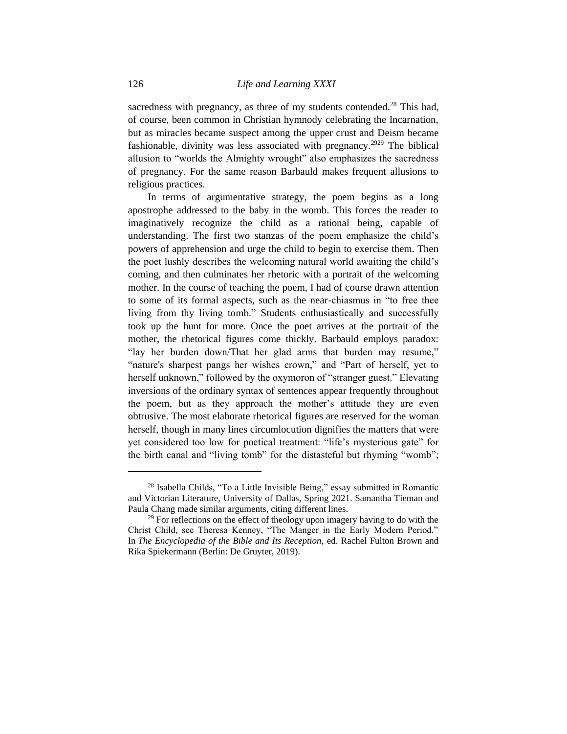sacredness with pregnancy, as three of my students contended.[28] This had, of course, been common in Christian hymnody celebrating the Incarnation, but as miracles became suspect among the upper crust and Deism became fashionable, divinity was less associated with pregnancy.[2929] The biblical allusion to "worlds the Almighty wrought" also emphasizes the sacredness of pregnancy. For the same reason Barbauld makes frequent allusions to religious practices.

In terms of argumentative strategy, the poem begins as a long apostrophe addressed to the baby in the womb. This forces the reader to imaginatively recognize the child as a rational being, capable of understanding. The first two stanzas of the poem emphasize the child's powers of apprehension and urge the child to begin to exercise them. Then the poet lushly describes the welcoming natural world awaiting the child's coming, and then culminates her rhetoric with a portrait of the welcoming mother. In the course of teaching the poem, I had of course drawn attention to some of its formal aspects, such as the near-chiasmus in "to free thee living from thy living tomb." Students enthusiastically and successfully took up the hunt for more. Once the poet arrives at the portrait of the mother, the rhetorical figures come thickly. Barbauld employs paradox: "lay her burden down/That her glad arms that burden may resume," "nature's sharpest pangs her wishes crown," and "Part of herself, yet to herself unknown," followed by the oxymoron of "stranger guest." Elevating inversions of the ordinary syntax of sentences appear frequently throughout the poem, but as they approach the mother's attitude they are even obtrusive. The most elaborate rhetorical figures are reserved for the woman herself, though in many lines circumlocution dignifies the matters that were yet considered too low for poetical treatment: "life's mysterious gate" for the birth canal and "living tomb" for the distasteful but rhyming "womb";

---

[28] Isabella Childs, "To a Little Invisible Being," essay submitted in Romantic and Victorian Literature, University of Dallas, Spring 2021. Samantha Tieman and Paula Chang made similar arguments, citing different lines.

[29] For reflections on the effect of theology upon imagery having to do with the Christ Child, see Theresa Kenney, "The Manger in the Early Modern Period." In *The Encyclopedia of the Bible and Its Reception*, ed. Rachel Fulton Brown and Rika Spiekermann (Berlin: De Gruyter, 2019).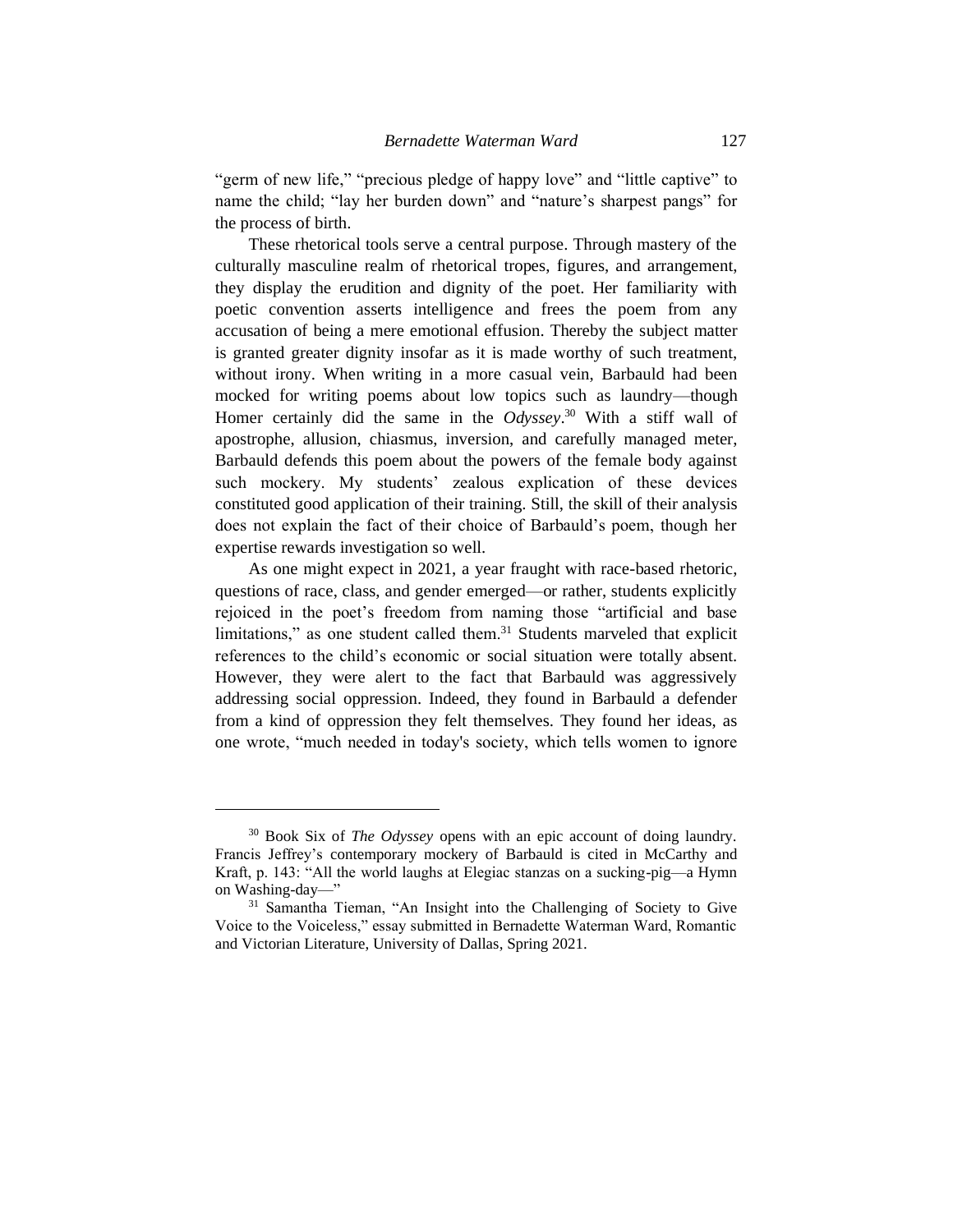"germ of new life," "precious pledge of happy love" and "little captive" to name the child; "lay her burden down" and "nature's sharpest pangs" for the process of birth.

These rhetorical tools serve a central purpose. Through mastery of the culturally masculine realm of rhetorical tropes, figures, and arrangement, they display the erudition and dignity of the poet. Her familiarity with poetic convention asserts intelligence and frees the poem from any accusation of being a mere emotional effusion. Thereby the subject matter is granted greater dignity insofar as it is made worthy of such treatment, without irony. When writing in a more casual vein, Barbauld had been mocked for writing poems about low topics such as laundry—though Homer certainly did the same in the *Odyssey*.[30] With a stiff wall of apostrophe, allusion, chiasmus, inversion, and carefully managed meter, Barbauld defends this poem about the powers of the female body against such mockery. My students' zealous explication of these devices constituted good application of their training. Still, the skill of their analysis does not explain the fact of their choice of Barbauld's poem, though her expertise rewards investigation so well.

As one might expect in 2021, a year fraught with race-based rhetoric, questions of race, class, and gender emerged—or rather, students explicitly rejoiced in the poet's freedom from naming those "artificial and base limitations," as one student called them.[31] Students marveled that explicit references to the child's economic or social situation were totally absent. However, they were alert to the fact that Barbauld was aggressively addressing social oppression. Indeed, they found in Barbauld a defender from a kind of oppression they felt themselves. They found her ideas, as one wrote, "much needed in today's society, which tells women to ignore

---

[30] Book Six of *The Odyssey* opens with an epic account of doing laundry. Francis Jeffrey's contemporary mockery of Barbauld is cited in McCarthy and Kraft, p. 143: "All the world laughs at Elegiac stanzas on a sucking-pig—a Hymn on Washing-day—"

[31] Samantha Tieman, "An Insight into the Challenging of Society to Give Voice to the Voiceless," essay submitted in Bernadette Waterman Ward, Romantic and Victorian Literature, University of Dallas, Spring 2021.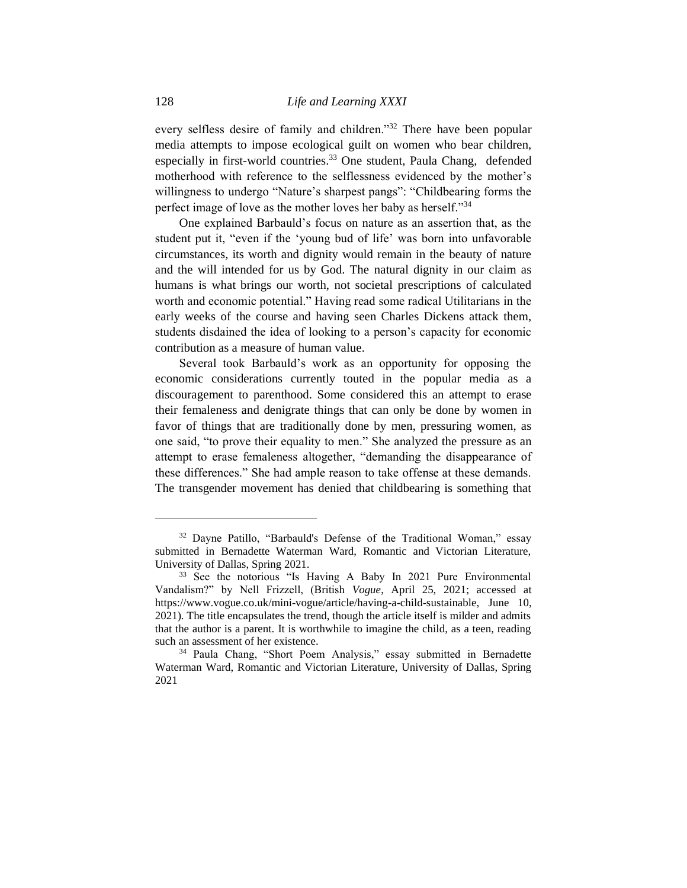every selfless desire of family and children."[32] There have been popular media attempts to impose ecological guilt on women who bear children, especially in first-world countries.[33] One student, Paula Chang, defended motherhood with reference to the selflessness evidenced by the mother's willingness to undergo "Nature's sharpest pangs": "Childbearing forms the perfect image of love as the mother loves her baby as herself."[34]

One explained Barbauld's focus on nature as an assertion that, as the student put it, "even if the 'young bud of life' was born into unfavorable circumstances, its worth and dignity would remain in the beauty of nature and the will intended for us by God. The natural dignity in our claim as humans is what brings our worth, not societal prescriptions of calculated worth and economic potential." Having read some radical Utilitarians in the early weeks of the course and having seen Charles Dickens attack them, students disdained the idea of looking to a person's capacity for economic contribution as a measure of human value.

Several took Barbauld's work as an opportunity for opposing the economic considerations currently touted in the popular media as a discouragement to parenthood. Some considered this an attempt to erase their femaleness and denigrate things that can only be done by women in favor of things that are traditionally done by men, pressuring women, as one said, "to prove their equality to men." She analyzed the pressure as an attempt to erase femaleness altogether, "demanding the disappearance of these differences." She had ample reason to take offense at these demands. The transgender movement has denied that childbearing is something that

---

[32] Dayne Patillo, "Barbauld's Defense of the Traditional Woman," essay submitted in Bernadette Waterman Ward, Romantic and Victorian Literature, University of Dallas, Spring 2021.

[33] See the notorious "Is Having A Baby In 2021 Pure Environmental Vandalism?" by Nell Frizzell, (British *Vogue*, April 25, 2021; accessed at https://www.vogue.co.uk/mini-vogue/article/having-a-child-sustainable, June 10, 2021). The title encapsulates the trend, though the article itself is milder and admits that the author is a parent. It is worthwhile to imagine the child, as a teen, reading such an assessment of her existence.

[34] Paula Chang, "Short Poem Analysis," essay submitted in Bernadette Waterman Ward, Romantic and Victorian Literature, University of Dallas, Spring 2021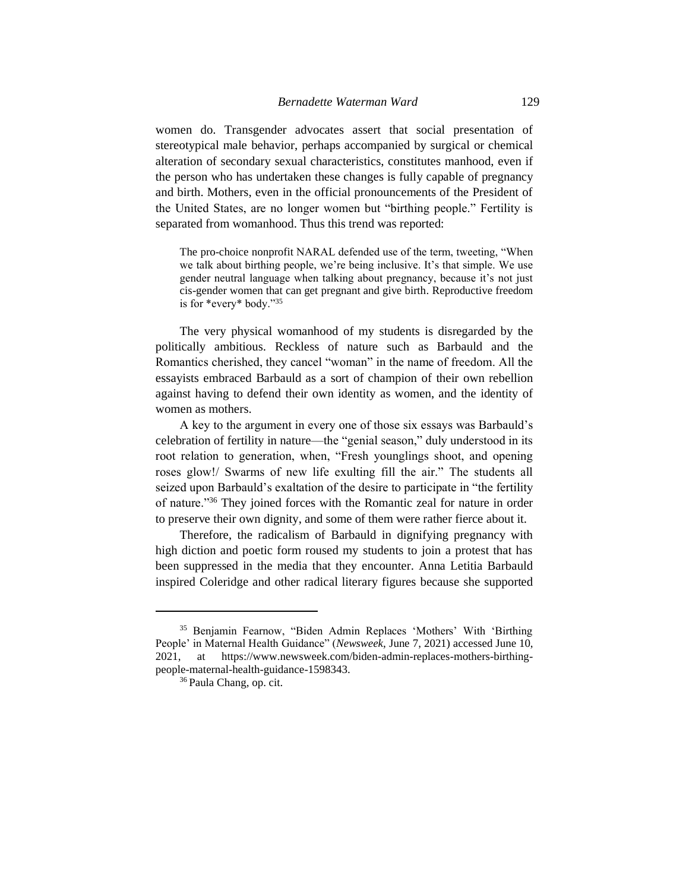women do. Transgender advocates assert that social presentation of stereotypical male behavior, perhaps accompanied by surgical or chemical alteration of secondary sexual characteristics, constitutes manhood, even if the person who has undertaken these changes is fully capable of pregnancy and birth. Mothers, even in the official pronouncements of the President of the United States, are no longer women but "birthing people." Fertility is separated from womanhood. Thus this trend was reported:

> The pro-choice nonprofit NARAL defended use of the term, tweeting, "When we talk about birthing people, we're being inclusive. It's that simple. We use gender neutral language when talking about pregnancy, because it's not just cis-gender women that can get pregnant and give birth. Reproductive freedom is for *every* body."[35]

The very physical womanhood of my students is disregarded by the politically ambitious. Reckless of nature such as Barbauld and the Romantics cherished, they cancel "woman" in the name of freedom. All the essayists embraced Barbauld as a sort of champion of their own rebellion against having to defend their own identity as women, and the identity of women as mothers.

A key to the argument in every one of those six essays was Barbauld's celebration of fertility in nature—the "genial season," duly understood in its root relation to generation, when, "Fresh younglings shoot, and opening roses glow!/ Swarms of new life exulting fill the air." The students all seized upon Barbauld's exaltation of the desire to participate in "the fertility of nature."[36] They joined forces with the Romantic zeal for nature in order to preserve their own dignity, and some of them were rather fierce about it.

Therefore, the radicalism of Barbauld in dignifying pregnancy with high diction and poetic form roused my students to join a protest that has been suppressed in the media that they encounter. Anna Letitia Barbauld inspired Coleridge and other radical literary figures because she supported

---

[35] Benjamin Fearnow, "Biden Admin Replaces 'Mothers' With 'Birthing People' in Maternal Health Guidance" (*Newsweek*, June 7, 2021) accessed June 10, 2021, at https://www.newsweek.com/biden-admin-replaces-mothers-birthing-people-maternal-health-guidance-1598343.

[36] Paula Chang, op. cit.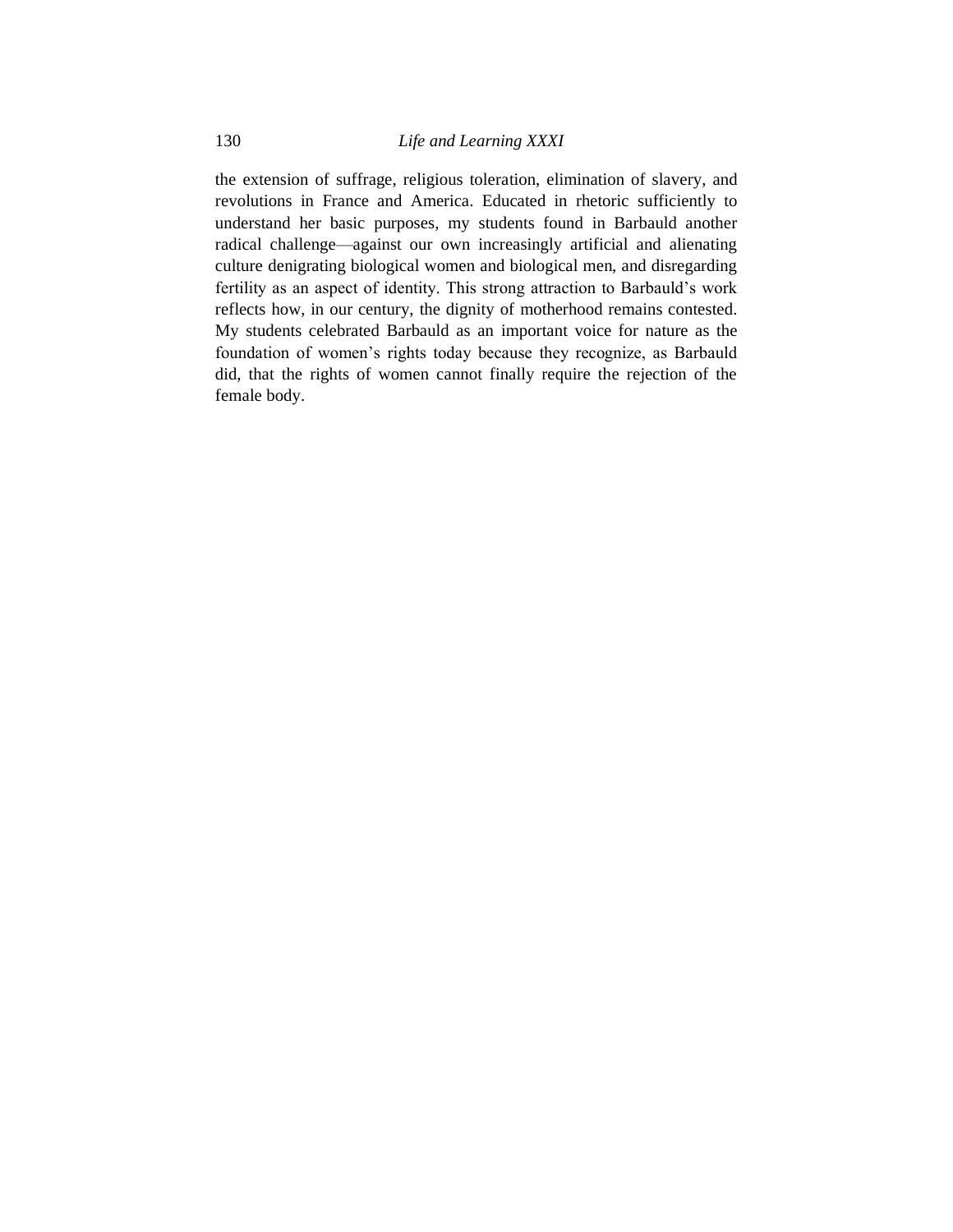the extension of suffrage, religious toleration, elimination of slavery, and revolutions in France and America. Educated in rhetoric sufficiently to understand her basic purposes, my students found in Barbauld another radical challenge—against our own increasingly artificial and alienating culture denigrating biological women and biological men, and disregarding fertility as an aspect of identity. This strong attraction to Barbauld's work reflects how, in our century, the dignity of motherhood remains contested. My students celebrated Barbauld as an important voice for nature as the foundation of women's rights today because they recognize, as Barbauld did, that the rights of women cannot finally require the rejection of the female body.